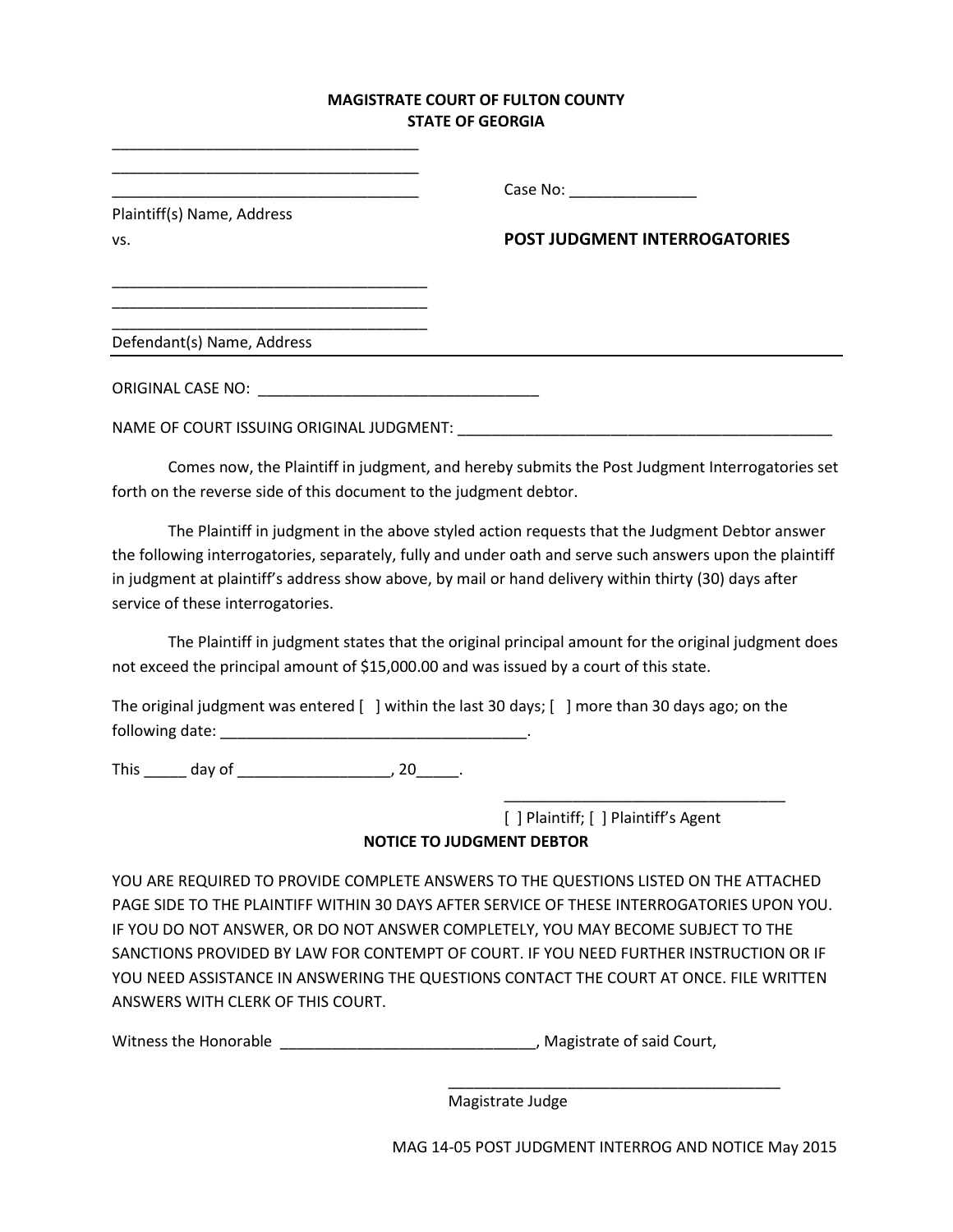**MAGISTRATE COURT OF FULTON COUNTY**
**STATE OF GEORGIA**

_____________________________________
_____________________________________
_____________________________________
Plaintiff(s) Name, Address

Case No: _______________

vs.

**POST JUDGMENT INTERROGATORIES**

_____________________________________
_____________________________________
_____________________________________
Defendant(s) Name, Address

ORIGINAL CASE NO: __________________________________

NAME OF COURT ISSUING ORIGINAL JUDGMENT: _____________________________________________

Comes now, the Plaintiff in judgment, and hereby submits the Post Judgment Interrogatories set forth on the reverse side of this document to the judgment debtor.

The Plaintiff in judgment in the above styled action requests that the Judgment Debtor answer the following interrogatories, separately, fully and under oath and serve such answers upon the plaintiff in judgment at plaintiff's address show above, by mail or hand delivery within thirty (30) days after service of these interrogatories.

The Plaintiff in judgment states that the original principal amount for the original judgment does not exceed the principal amount of $15,000.00 and was issued by a court of this state.

The original judgment was entered [ ] within the last 30 days; [ ] more than 30 days ago; on the following date: _____________________________________.

This _____ day of __________________, 20_____.

__________________________________
[ ] Plaintiff; [ ] Plaintiff's Agent

**NOTICE TO JUDGMENT DEBTOR**

YOU ARE REQUIRED TO PROVIDE COMPLETE ANSWERS TO THE QUESTIONS LISTED ON THE ATTACHED PAGE SIDE TO THE PLAINTIFF WITHIN 30 DAYS AFTER SERVICE OF THESE INTERROGATORIES UPON YOU. IF YOU DO NOT ANSWER, OR DO NOT ANSWER COMPLETELY, YOU MAY BECOME SUBJECT TO THE SANCTIONS PROVIDED BY LAW FOR CONTEMPT OF COURT. IF YOU NEED FURTHER INSTRUCTION OR IF YOU NEED ASSISTANCE IN ANSWERING THE QUESTIONS CONTACT THE COURT AT ONCE. FILE WRITTEN ANSWERS WITH CLERK OF THIS COURT.

Witness the Honorable ______________________________, Magistrate of said Court,

_________________________________________
Magistrate Judge

MAG 14-05 POST JUDGMENT INTERROG AND NOTICE May 2015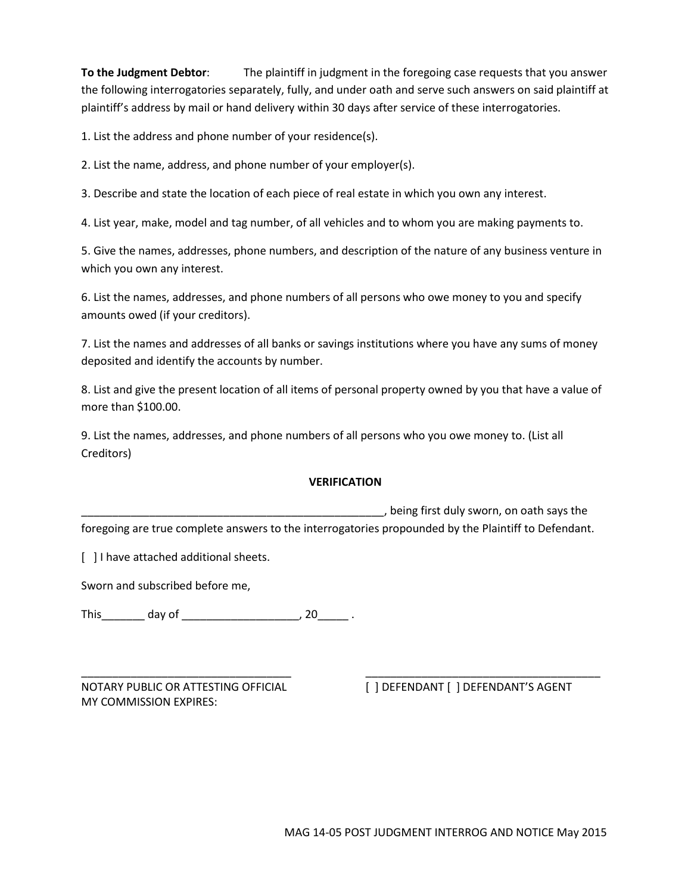**To the Judgment Debtor**: The plaintiff in judgment in the foregoing case requests that you answer the following interrogatories separately, fully, and under oath and serve such answers on said plaintiff at plaintiff's address by mail or hand delivery within 30 days after service of these interrogatories.

1. List the address and phone number of your residence(s).

2. List the name, address, and phone number of your employer(s).

3. Describe and state the location of each piece of real estate in which you own any interest.

4. List year, make, model and tag number, of all vehicles and to whom you are making payments to.

5. Give the names, addresses, phone numbers, and description of the nature of any business venture in which you own any interest.

6. List the names, addresses, and phone numbers of all persons who owe money to you and specify amounts owed (if your creditors).

7. List the names and addresses of all banks or savings institutions where you have any sums of money deposited and identify the accounts by number.

8. List and give the present location of all items of personal property owned by you that have a value of more than $100.00.

9. List the names, addresses, and phone numbers of all persons who you owe money to. (List all Creditors)

**VERIFICATION**

__________________________________________________, being first duly sworn, on oath says the foregoing are true complete answers to the interrogatories propounded by the Plaintiff to Defendant.

[ ] I have attached additional sheets.

Sworn and subscribed before me,

This_______ day of ___________________, 20_____ .

___________________________________ ________________________________________

NOTARY PUBLIC OR ATTESTING OFFICIAL [ ] DEFENDANT [ ] DEFENDANT'S AGENT

MY COMMISSION EXPIRES:

MAG 14-05 POST JUDGMENT INTERROG AND NOTICE May 2015